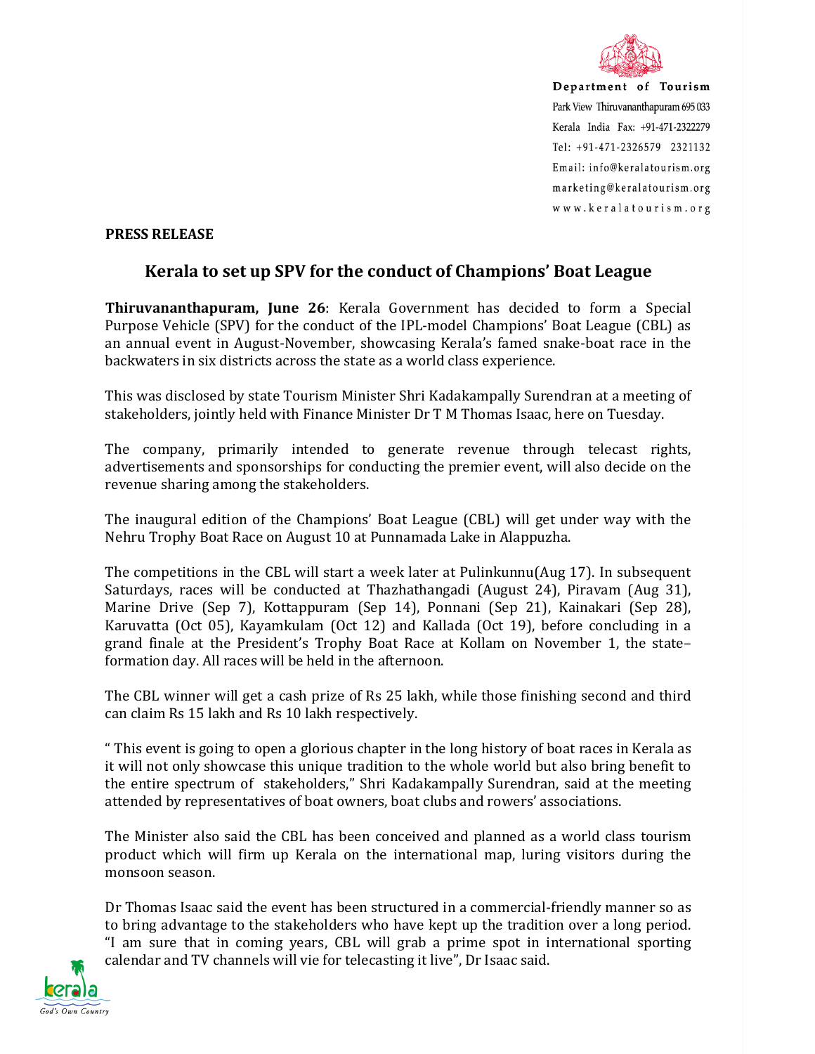Department of Tourism
Park View Thiruvananthapuram 695 033
Kerala India Fax: +91-471-2322279
Tel: +91-471-2326579 2321132
Email: info@keralatourism.org
marketing@keralatourism.org
www.keralatourism.org

**PRESS RELEASE**

## Kerala to set up SPV for the conduct of Champions' Boat League

**Thiruvananthapuram, June 26**: Kerala Government has decided to form a Special Purpose Vehicle (SPV) for the conduct of the IPL-model Champions' Boat League (CBL) as an annual event in August-November, showcasing Kerala's famed snake-boat race in the backwaters in six districts across the state as a world class experience.

This was disclosed by state Tourism Minister Shri Kadakampally Surendran at a meeting of stakeholders, jointly held with Finance Minister Dr T M Thomas Isaac, here on Tuesday.

The company, primarily intended to generate revenue through telecast rights, advertisements and sponsorships for conducting the premier event, will also decide on the revenue sharing among the stakeholders.

The inaugural edition of the Champions' Boat League (CBL) will get under way with the Nehru Trophy Boat Race on August 10 at Punnamada Lake in Alappuzha.

The competitions in the CBL will start a week later at Pulinkunnu(Aug 17). In subsequent Saturdays, races will be conducted at Thazhathangadi (August 24), Piravam (Aug 31), Marine Drive (Sep 7), Kottappuram (Sep 14), Ponnani (Sep 21), Kainakari (Sep 28), Karuvatta (Oct 05), Kayamkulam (Oct 12) and Kallada (Oct 19), before concluding in a grand finale at the President's Trophy Boat Race at Kollam on November 1, the state–formation day. All races will be held in the afternoon.

The CBL winner will get a cash prize of Rs 25 lakh, while those finishing second and third can claim Rs 15 lakh and Rs 10 lakh respectively.

" This event is going to open a glorious chapter in the long history of boat races in Kerala as it will not only showcase this unique tradition to the whole world but also bring benefit to the entire spectrum of stakeholders," Shri Kadakampally Surendran, said at the meeting attended by representatives of boat owners, boat clubs and rowers' associations.

The Minister also said the CBL has been conceived and planned as a world class tourism product which will firm up Kerala on the international map, luring visitors during the monsoon season.

Dr Thomas Isaac said the event has been structured in a commercial-friendly manner so as to bring advantage to the stakeholders who have kept up the tradition over a long period. "I am sure that in coming years, CBL will grab a prime spot in international sporting calendar and TV channels will vie for telecasting it live", Dr Isaac said.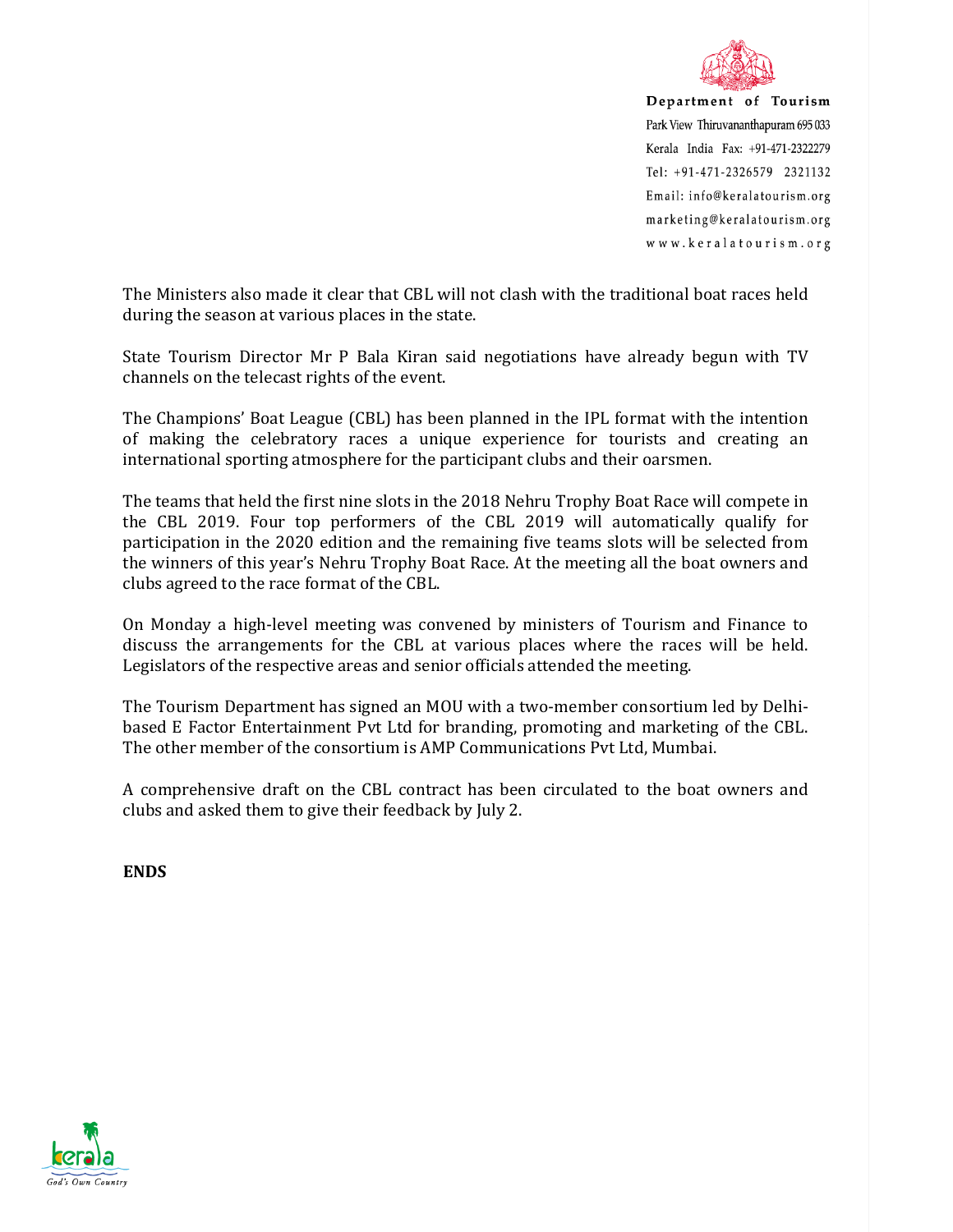Department of Tourism
Park View Thiruvananthapuram 695 033
Kerala India Fax: +91-471-2322279
Tel: +91-471-2326579 2321132
Email: info@keralatourism.org
marketing@keralatourism.org
www.keralatourism.org

The Ministers also made it clear that CBL will not clash with the traditional boat races held during the season at various places in the state.

State Tourism Director Mr P Bala Kiran said negotiations have already begun with TV channels on the telecast rights of the event.

The Champions' Boat League (CBL) has been planned in the IPL format with the intention of making the celebratory races a unique experience for tourists and creating an international sporting atmosphere for the participant clubs and their oarsmen.

The teams that held the first nine slots in the 2018 Nehru Trophy Boat Race will compete in the CBL 2019. Four top performers of the CBL 2019 will automatically qualify for participation in the 2020 edition and the remaining five teams slots will be selected from the winners of this year's Nehru Trophy Boat Race. At the meeting all the boat owners and clubs agreed to the race format of the CBL.

On Monday a high-level meeting was convened by ministers of Tourism and Finance to discuss the arrangements for the CBL at various places where the races will be held. Legislators of the respective areas and senior officials attended the meeting.

The Tourism Department has signed an MOU with a two-member consortium led by Delhi-based E Factor Entertainment Pvt Ltd for branding, promoting and marketing of the CBL. The other member of the consortium is AMP Communications Pvt Ltd, Mumbai.

A comprehensive draft on the CBL contract has been circulated to the boat owners and clubs and asked them to give their feedback by July 2.

**ENDS**